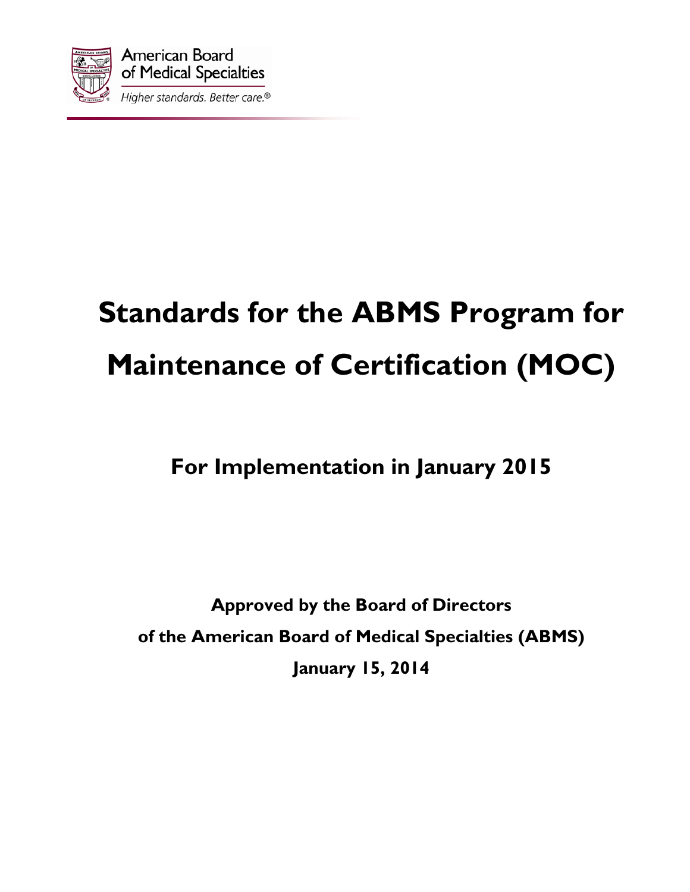American Board of Medical Specialties

*Higher standards. Better care.®*

# Standards for the ABMS Program for Maintenance of Certification (MOC)

## For Implementation in January 2015

**Approved by the Board of Directors**

**of the American Board of Medical Specialties (ABMS)**

**January 15, 2014**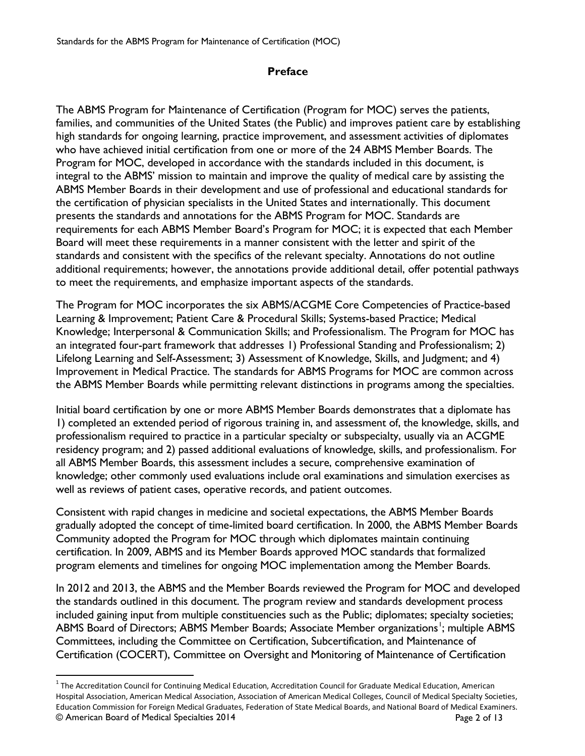## Preface

The ABMS Program for Maintenance of Certification (Program for MOC) serves the patients, families, and communities of the United States (the Public) and improves patient care by establishing high standards for ongoing learning, practice improvement, and assessment activities of diplomates who have achieved initial certification from one or more of the 24 ABMS Member Boards. The Program for MOC, developed in accordance with the standards included in this document, is integral to the ABMS' mission to maintain and improve the quality of medical care by assisting the ABMS Member Boards in their development and use of professional and educational standards for the certification of physician specialists in the United States and internationally. This document presents the standards and annotations for the ABMS Program for MOC. Standards are requirements for each ABMS Member Board's Program for MOC; it is expected that each Member Board will meet these requirements in a manner consistent with the letter and spirit of the standards and consistent with the specifics of the relevant specialty. Annotations do not outline additional requirements; however, the annotations provide additional detail, offer potential pathways to meet the requirements, and emphasize important aspects of the standards.

The Program for MOC incorporates the six ABMS/ACGME Core Competencies of Practice-based Learning & Improvement; Patient Care & Procedural Skills; Systems-based Practice; Medical Knowledge; Interpersonal & Communication Skills; and Professionalism. The Program for MOC has an integrated four-part framework that addresses 1) Professional Standing and Professionalism; 2) Lifelong Learning and Self-Assessment; 3) Assessment of Knowledge, Skills, and Judgment; and 4) Improvement in Medical Practice. The standards for ABMS Programs for MOC are common across the ABMS Member Boards while permitting relevant distinctions in programs among the specialties.

Initial board certification by one or more ABMS Member Boards demonstrates that a diplomate has 1) completed an extended period of rigorous training in, and assessment of, the knowledge, skills, and professionalism required to practice in a particular specialty or subspecialty, usually via an ACGME residency program; and 2) passed additional evaluations of knowledge, skills, and professionalism. For all ABMS Member Boards, this assessment includes a secure, comprehensive examination of knowledge; other commonly used evaluations include oral examinations and simulation exercises as well as reviews of patient cases, operative records, and patient outcomes.

Consistent with rapid changes in medicine and societal expectations, the ABMS Member Boards gradually adopted the concept of time-limited board certification. In 2000, the ABMS Member Boards Community adopted the Program for MOC through which diplomates maintain continuing certification. In 2009, ABMS and its Member Boards approved MOC standards that formalized program elements and timelines for ongoing MOC implementation among the Member Boards.

In 2012 and 2013, the ABMS and the Member Boards reviewed the Program for MOC and developed the standards outlined in this document. The program review and standards development process included gaining input from multiple constituencies such as the Public; diplomates; specialty societies; ABMS Board of Directors; ABMS Member Boards; Associate Member organizations[1]; multiple ABMS Committees, including the Committee on Certification, Subcertification, and Maintenance of Certification (COCERT), Committee on Oversight and Monitoring of Maintenance of Certification

---

[1] The Accreditation Council for Continuing Medical Education, Accreditation Council for Graduate Medical Education, American Hospital Association, American Medical Association, Association of American Medical Colleges, Council of Medical Specialty Societies, Education Commission for Foreign Medical Graduates, Federation of State Medical Boards, and National Board of Medical Examiners.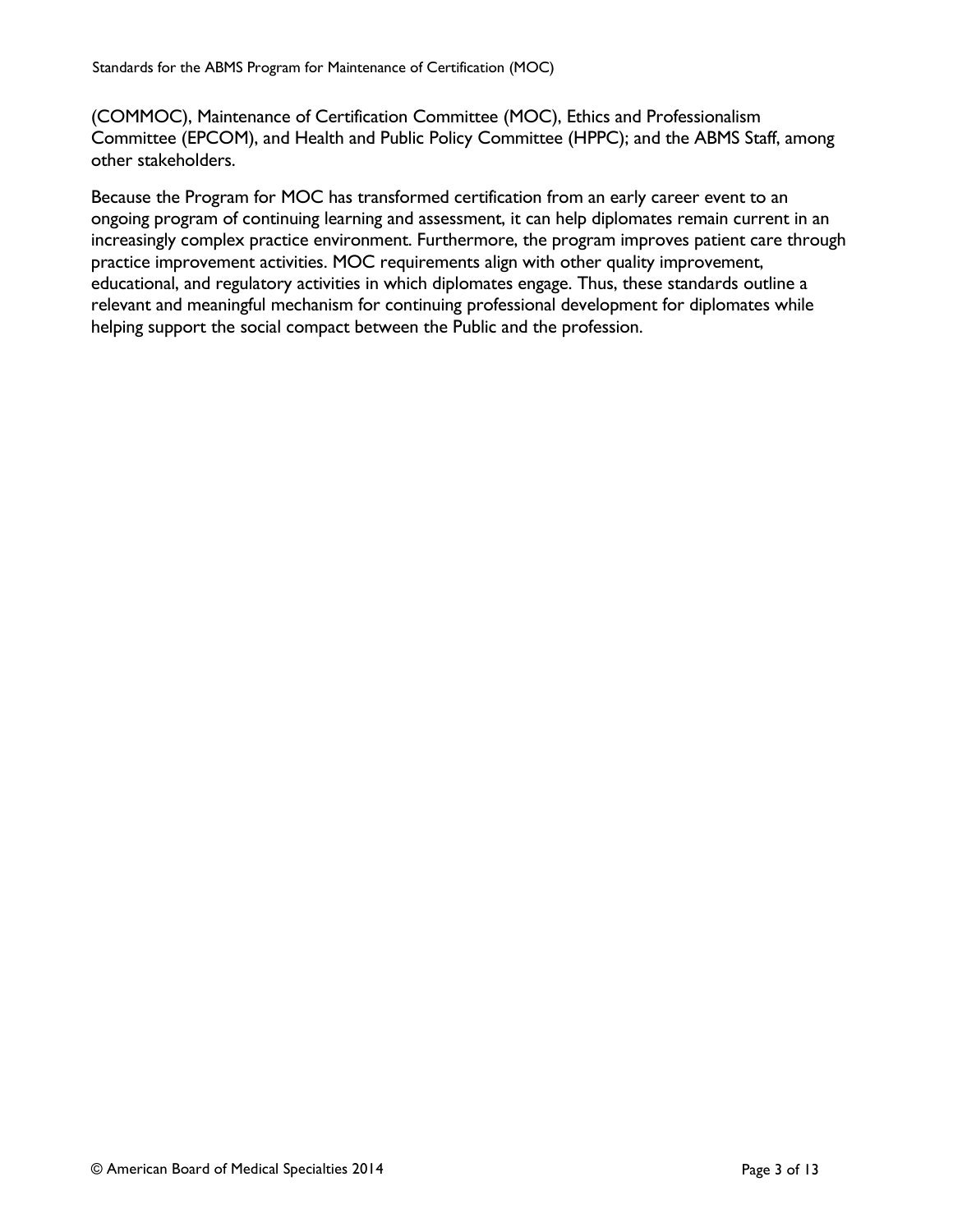(COMMOC), Maintenance of Certification Committee (MOC), Ethics and Professionalism Committee (EPCOM), and Health and Public Policy Committee (HPPC); and the ABMS Staff, among other stakeholders.

Because the Program for MOC has transformed certification from an early career event to an ongoing program of continuing learning and assessment, it can help diplomates remain current in an increasingly complex practice environment. Furthermore, the program improves patient care through practice improvement activities. MOC requirements align with other quality improvement, educational, and regulatory activities in which diplomates engage. Thus, these standards outline a relevant and meaningful mechanism for continuing professional development for diplomates while helping support the social compact between the Public and the profession.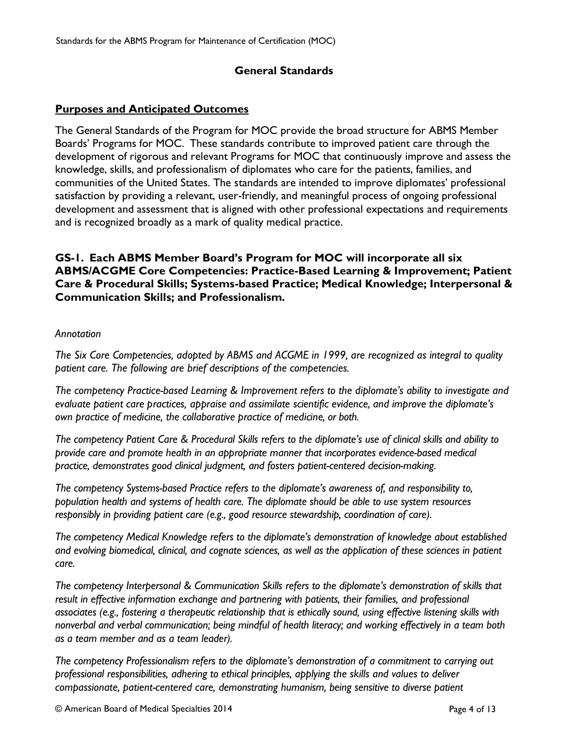## General Standards

### Purposes and Anticipated Outcomes

The General Standards of the Program for MOC provide the broad structure for ABMS Member Boards' Programs for MOC. These standards contribute to improved patient care through the development of rigorous and relevant Programs for MOC that continuously improve and assess the knowledge, skills, and professionalism of diplomates who care for the patients, families, and communities of the United States. The standards are intended to improve diplomates' professional satisfaction by providing a relevant, user-friendly, and meaningful process of ongoing professional development and assessment that is aligned with other professional expectations and requirements and is recognized broadly as a mark of quality medical practice.

**GS-1. Each ABMS Member Board's Program for MOC will incorporate all six ABMS/ACGME Core Competencies: Practice-Based Learning & Improvement; Patient Care & Procedural Skills; Systems-based Practice; Medical Knowledge; Interpersonal & Communication Skills; and Professionalism.**

*Annotation*

*The Six Core Competencies, adopted by ABMS and ACGME in 1999, are recognized as integral to quality patient care. The following are brief descriptions of the competencies.*

*The competency Practice-based Learning & Improvement refers to the diplomate's ability to investigate and evaluate patient care practices, appraise and assimilate scientific evidence, and improve the diplomate's own practice of medicine, the collaborative practice of medicine, or both.*

*The competency Patient Care & Procedural Skills refers to the diplomate's use of clinical skills and ability to provide care and promote health in an appropriate manner that incorporates evidence-based medical practice, demonstrates good clinical judgment, and fosters patient-centered decision-making.*

*The competency Systems-based Practice refers to the diplomate's awareness of, and responsibility to, population health and systems of health care. The diplomate should be able to use system resources responsibly in providing patient care (e.g., good resource stewardship, coordination of care).*

*The competency Medical Knowledge refers to the diplomate's demonstration of knowledge about established and evolving biomedical, clinical, and cognate sciences, as well as the application of these sciences in patient care.*

*The competency Interpersonal & Communication Skills refers to the diplomate's demonstration of skills that result in effective information exchange and partnering with patients, their families, and professional associates (e.g., fostering a therapeutic relationship that is ethically sound, using effective listening skills with nonverbal and verbal communication; being mindful of health literacy; and working effectively in a team both as a team member and as a team leader).*

*The competency Professionalism refers to the diplomate's demonstration of a commitment to carrying out professional responsibilities, adhering to ethical principles, applying the skills and values to deliver compassionate, patient-centered care, demonstrating humanism, being sensitive to diverse patient*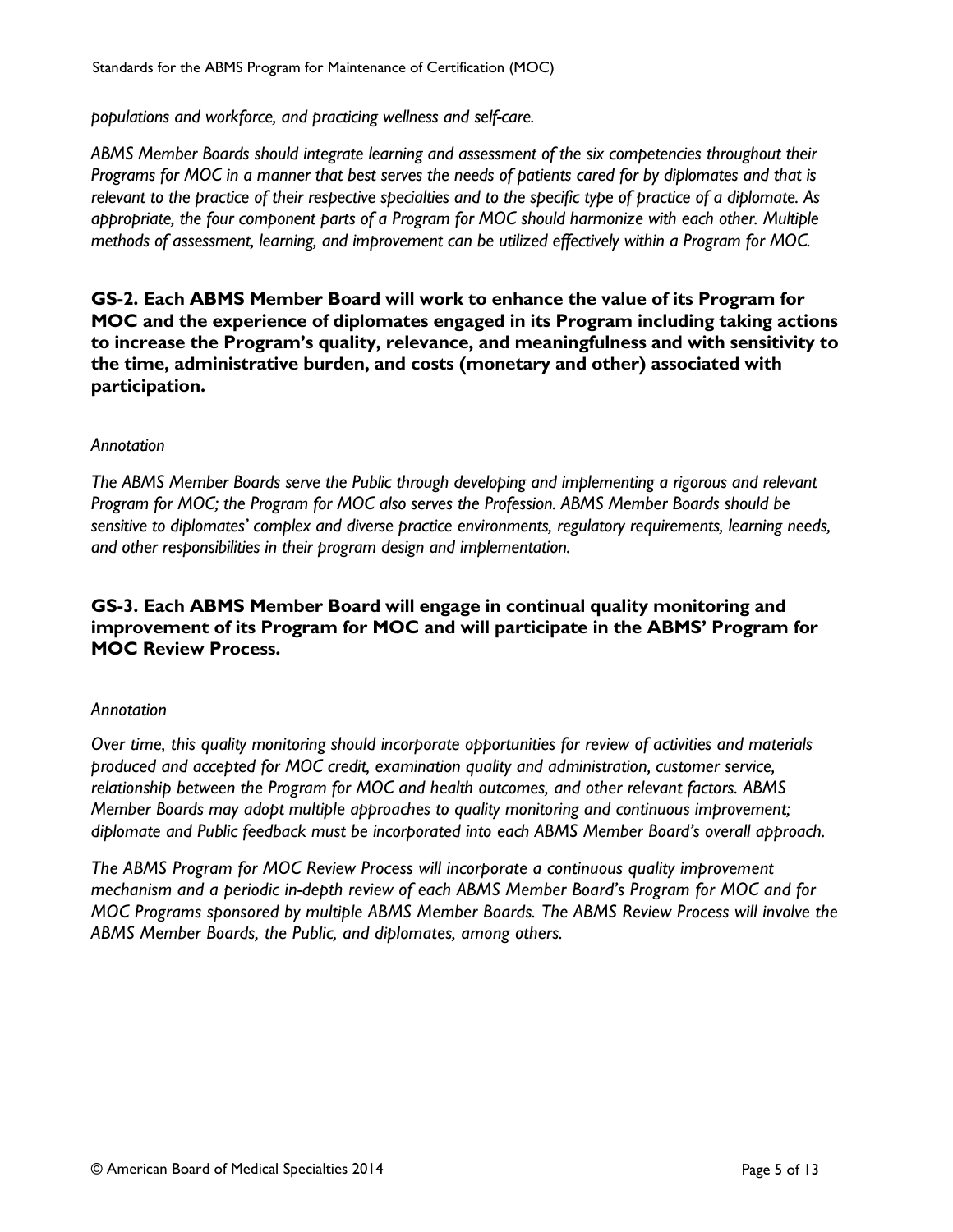*populations and workforce, and practicing wellness and self-care.*

*ABMS Member Boards should integrate learning and assessment of the six competencies throughout their Programs for MOC in a manner that best serves the needs of patients cared for by diplomates and that is relevant to the practice of their respective specialties and to the specific type of practice of a diplomate. As appropriate, the four component parts of a Program for MOC should harmonize with each other. Multiple methods of assessment, learning, and improvement can be utilized effectively within a Program for MOC.*

**GS-2. Each ABMS Member Board will work to enhance the value of its Program for MOC and the experience of diplomates engaged in its Program including taking actions to increase the Program's quality, relevance, and meaningfulness and with sensitivity to the time, administrative burden, and costs (monetary and other) associated with participation.**

*Annotation*

*The ABMS Member Boards serve the Public through developing and implementing a rigorous and relevant Program for MOC; the Program for MOC also serves the Profession. ABMS Member Boards should be sensitive to diplomates' complex and diverse practice environments, regulatory requirements, learning needs, and other responsibilities in their program design and implementation.*

**GS-3. Each ABMS Member Board will engage in continual quality monitoring and improvement of its Program for MOC and will participate in the ABMS' Program for MOC Review Process.**

*Annotation*

*Over time, this quality monitoring should incorporate opportunities for review of activities and materials produced and accepted for MOC credit, examination quality and administration, customer service, relationship between the Program for MOC and health outcomes, and other relevant factors. ABMS Member Boards may adopt multiple approaches to quality monitoring and continuous improvement; diplomate and Public feedback must be incorporated into each ABMS Member Board's overall approach.*

*The ABMS Program for MOC Review Process will incorporate a continuous quality improvement mechanism and a periodic in-depth review of each ABMS Member Board's Program for MOC and for MOC Programs sponsored by multiple ABMS Member Boards. The ABMS Review Process will involve the ABMS Member Boards, the Public, and diplomates, among others.*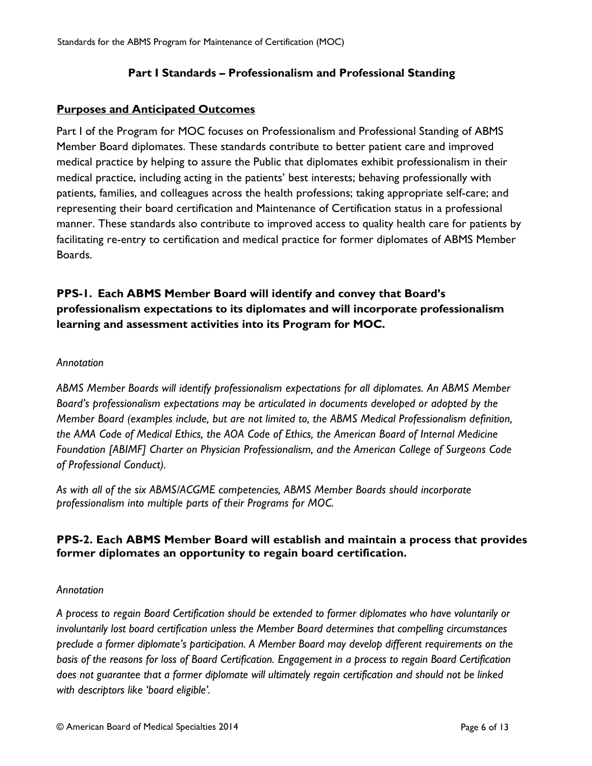## Part I Standards – Professionalism and Professional Standing

### Purposes and Anticipated Outcomes

Part I of the Program for MOC focuses on Professionalism and Professional Standing of ABMS Member Board diplomates. These standards contribute to better patient care and improved medical practice by helping to assure the Public that diplomates exhibit professionalism in their medical practice, including acting in the patients' best interests; behaving professionally with patients, families, and colleagues across the health professions; taking appropriate self-care; and representing their board certification and Maintenance of Certification status in a professional manner. These standards also contribute to improved access to quality health care for patients by facilitating re-entry to certification and medical practice for former diplomates of ABMS Member Boards.

### PPS-1. Each ABMS Member Board will identify and convey that Board's professionalism expectations to its diplomates and will incorporate professionalism learning and assessment activities into its Program for MOC.

*Annotation*

*ABMS Member Boards will identify professionalism expectations for all diplomates. An ABMS Member Board's professionalism expectations may be articulated in documents developed or adopted by the Member Board (examples include, but are not limited to, the ABMS Medical Professionalism definition, the AMA Code of Medical Ethics, the AOA Code of Ethics, the American Board of Internal Medicine Foundation [ABIMF] Charter on Physician Professionalism, and the American College of Surgeons Code of Professional Conduct).*

*As with all of the six ABMS/ACGME competencies, ABMS Member Boards should incorporate professionalism into multiple parts of their Programs for MOC.*

### PPS-2. Each ABMS Member Board will establish and maintain a process that provides former diplomates an opportunity to regain board certification.

*Annotation*

*A process to regain Board Certification should be extended to former diplomates who have voluntarily or involuntarily lost board certification unless the Member Board determines that compelling circumstances preclude a former diplomate's participation. A Member Board may develop different requirements on the basis of the reasons for loss of Board Certification. Engagement in a process to regain Board Certification does not guarantee that a former diplomate will ultimately regain certification and should not be linked with descriptors like 'board eligible'.*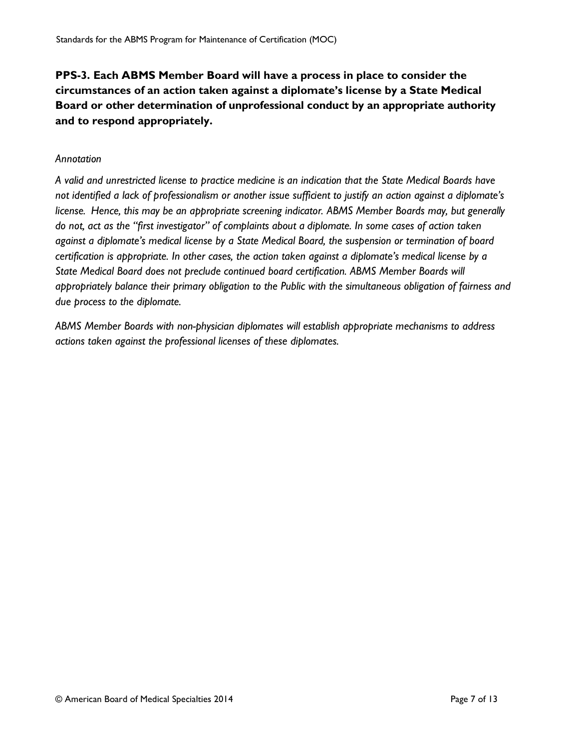**PPS-3. Each ABMS Member Board will have a process in place to consider the circumstances of an action taken against a diplomate's license by a State Medical Board or other determination of unprofessional conduct by an appropriate authority and to respond appropriately.**

*Annotation*

*A valid and unrestricted license to practice medicine is an indication that the State Medical Boards have not identified a lack of professionalism or another issue sufficient to justify an action against a diplomate's license. Hence, this may be an appropriate screening indicator. ABMS Member Boards may, but generally do not, act as the "first investigator" of complaints about a diplomate. In some cases of action taken against a diplomate's medical license by a State Medical Board, the suspension or termination of board certification is appropriate. In other cases, the action taken against a diplomate's medical license by a State Medical Board does not preclude continued board certification. ABMS Member Boards will appropriately balance their primary obligation to the Public with the simultaneous obligation of fairness and due process to the diplomate.*

*ABMS Member Boards with non-physician diplomates will establish appropriate mechanisms to address actions taken against the professional licenses of these diplomates.*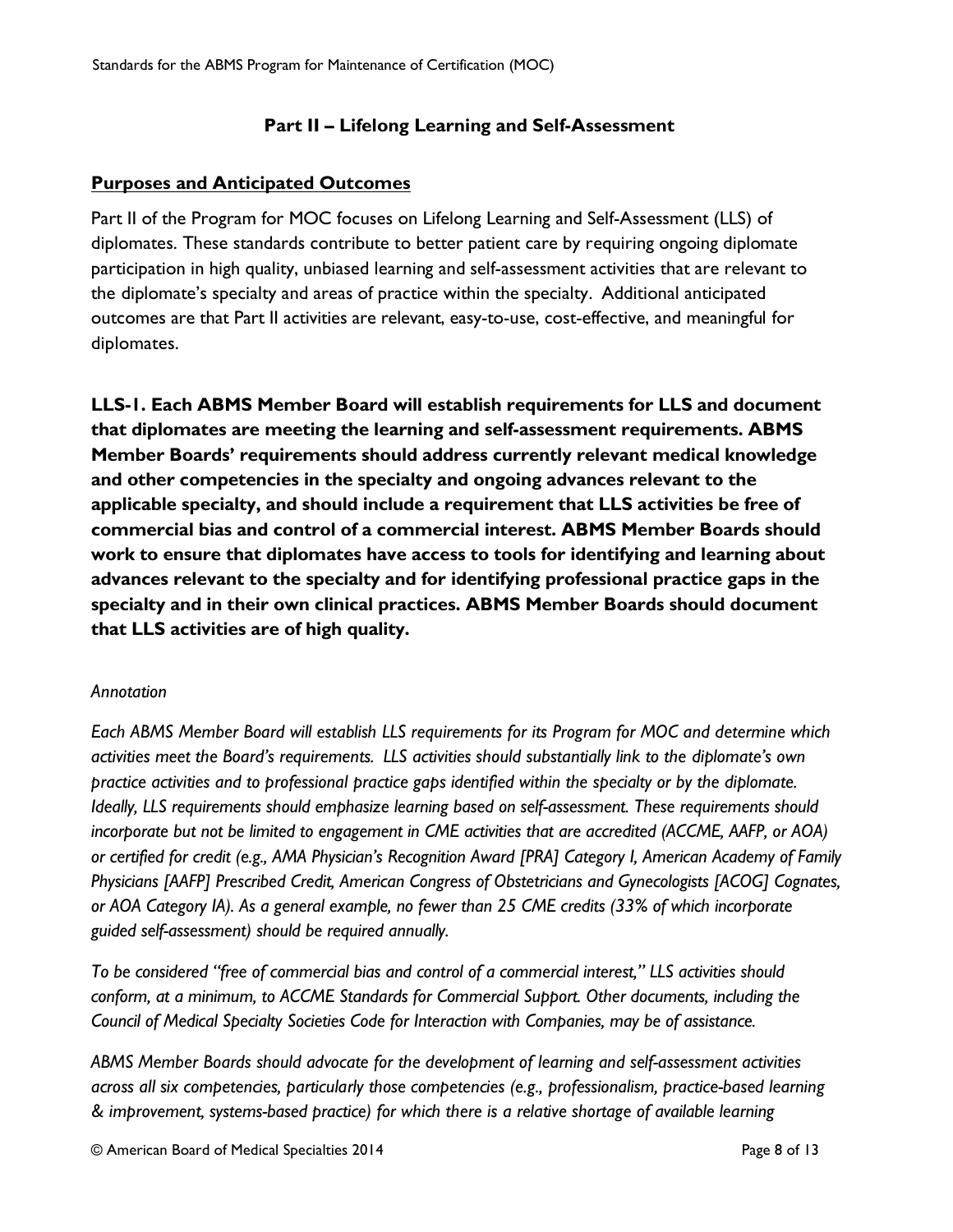## Part II – Lifelong Learning and Self-Assessment

### Purposes and Anticipated Outcomes

Part II of the Program for MOC focuses on Lifelong Learning and Self-Assessment (LLS) of diplomates. These standards contribute to better patient care by requiring ongoing diplomate participation in high quality, unbiased learning and self-assessment activities that are relevant to the diplomate's specialty and areas of practice within the specialty. Additional anticipated outcomes are that Part II activities are relevant, easy-to-use, cost-effective, and meaningful for diplomates.

**LLS-1. Each ABMS Member Board will establish requirements for LLS and document that diplomates are meeting the learning and self-assessment requirements. ABMS Member Boards' requirements should address currently relevant medical knowledge and other competencies in the specialty and ongoing advances relevant to the applicable specialty, and should include a requirement that LLS activities be free of commercial bias and control of a commercial interest. ABMS Member Boards should work to ensure that diplomates have access to tools for identifying and learning about advances relevant to the specialty and for identifying professional practice gaps in the specialty and in their own clinical practices. ABMS Member Boards should document that LLS activities are of high quality.**

*Annotation*

*Each ABMS Member Board will establish LLS requirements for its Program for MOC and determine which activities meet the Board's requirements. LLS activities should substantially link to the diplomate's own practice activities and to professional practice gaps identified within the specialty or by the diplomate. Ideally, LLS requirements should emphasize learning based on self-assessment. These requirements should incorporate but not be limited to engagement in CME activities that are accredited (ACCME, AAFP, or AOA) or certified for credit (e.g., AMA Physician's Recognition Award [PRA] Category I, American Academy of Family Physicians [AAFP] Prescribed Credit, American Congress of Obstetricians and Gynecologists [ACOG] Cognates, or AOA Category IA). As a general example, no fewer than 25 CME credits (33% of which incorporate guided self-assessment) should be required annually.*

*To be considered "free of commercial bias and control of a commercial interest," LLS activities should conform, at a minimum, to ACCME Standards for Commercial Support. Other documents, including the Council of Medical Specialty Societies Code for Interaction with Companies, may be of assistance.*

*ABMS Member Boards should advocate for the development of learning and self-assessment activities across all six competencies, particularly those competencies (e.g., professionalism, practice-based learning & improvement, systems-based practice) for which there is a relative shortage of available learning*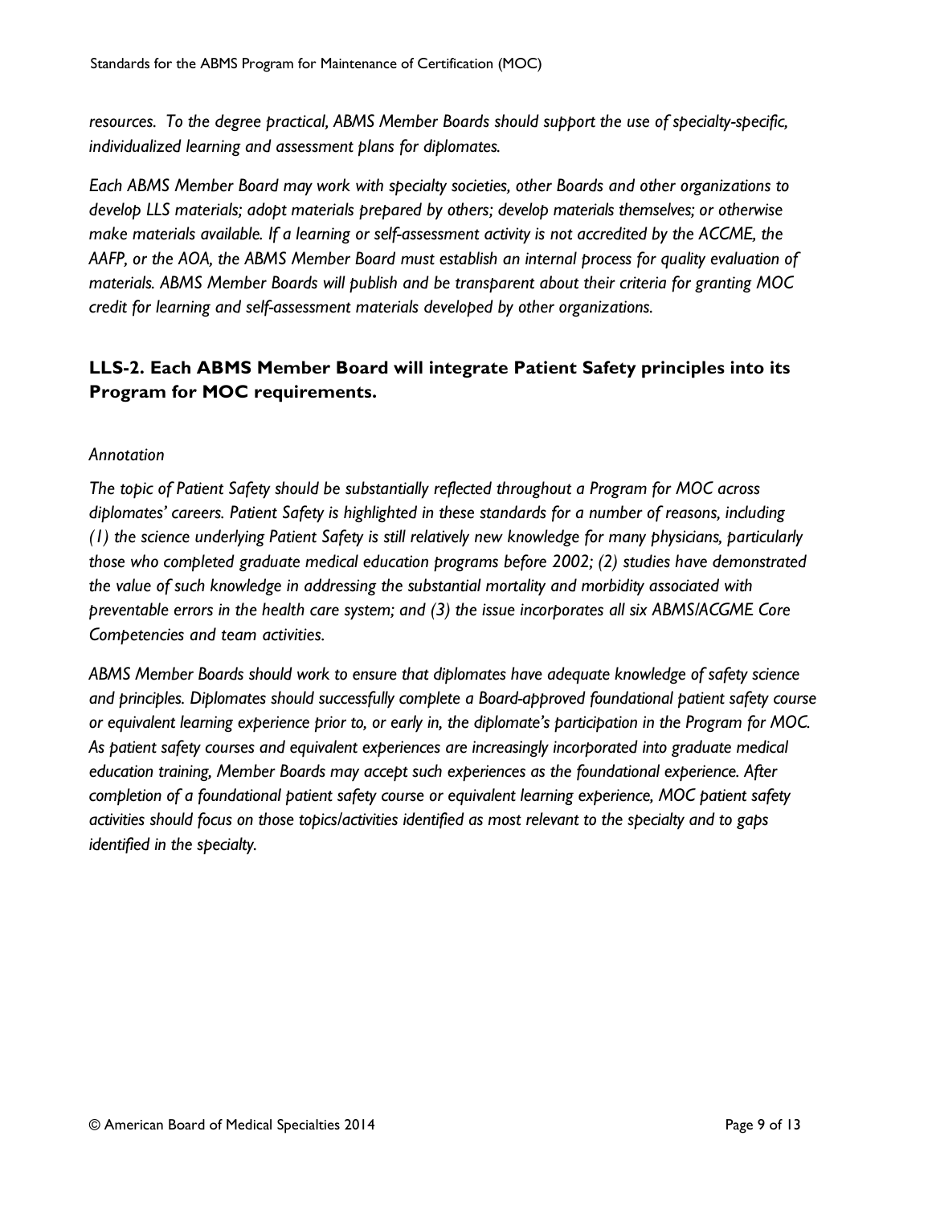*resources. To the degree practical, ABMS Member Boards should support the use of specialty-specific, individualized learning and assessment plans for diplomates.*

*Each ABMS Member Board may work with specialty societies, other Boards and other organizations to develop LLS materials; adopt materials prepared by others; develop materials themselves; or otherwise make materials available. If a learning or self-assessment activity is not accredited by the ACCME, the AAFP, or the AOA, the ABMS Member Board must establish an internal process for quality evaluation of materials. ABMS Member Boards will publish and be transparent about their criteria for granting MOC credit for learning and self-assessment materials developed by other organizations.*

## LLS-2. Each ABMS Member Board will integrate Patient Safety principles into its Program for MOC requirements.

*Annotation*

*The topic of Patient Safety should be substantially reflected throughout a Program for MOC across diplomates' careers. Patient Safety is highlighted in these standards for a number of reasons, including (1) the science underlying Patient Safety is still relatively new knowledge for many physicians, particularly those who completed graduate medical education programs before 2002; (2) studies have demonstrated the value of such knowledge in addressing the substantial mortality and morbidity associated with preventable errors in the health care system; and (3) the issue incorporates all six ABMS/ACGME Core Competencies and team activities.*

*ABMS Member Boards should work to ensure that diplomates have adequate knowledge of safety science and principles. Diplomates should successfully complete a Board-approved foundational patient safety course or equivalent learning experience prior to, or early in, the diplomate's participation in the Program for MOC. As patient safety courses and equivalent experiences are increasingly incorporated into graduate medical education training, Member Boards may accept such experiences as the foundational experience. After completion of a foundational patient safety course or equivalent learning experience, MOC patient safety activities should focus on those topics/activities identified as most relevant to the specialty and to gaps identified in the specialty.*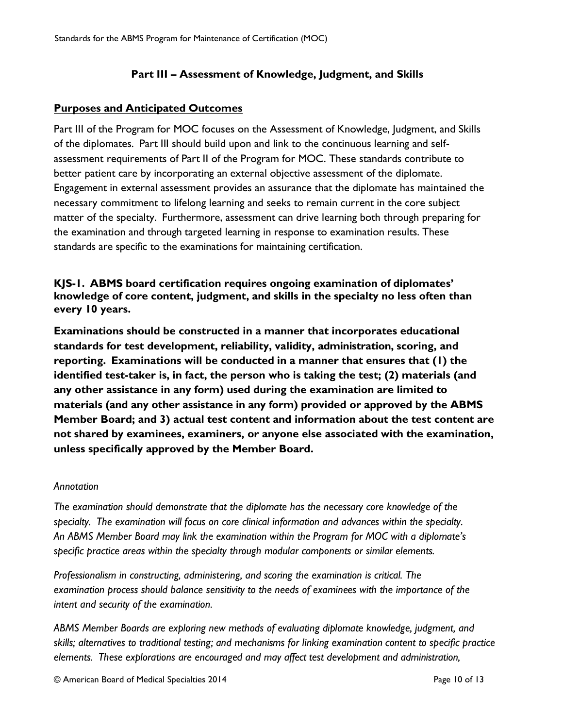## Part III – Assessment of Knowledge, Judgment, and Skills

### Purposes and Anticipated Outcomes

Part III of the Program for MOC focuses on the Assessment of Knowledge, Judgment, and Skills of the diplomates. Part III should build upon and link to the continuous learning and self-assessment requirements of Part II of the Program for MOC. These standards contribute to better patient care by incorporating an external objective assessment of the diplomate. Engagement in external assessment provides an assurance that the diplomate has maintained the necessary commitment to lifelong learning and seeks to remain current in the core subject matter of the specialty. Furthermore, assessment can drive learning both through preparing for the examination and through targeted learning in response to examination results. These standards are specific to the examinations for maintaining certification.

**KJS-1. ABMS board certification requires ongoing examination of diplomates' knowledge of core content, judgment, and skills in the specialty no less often than every 10 years.**

**Examinations should be constructed in a manner that incorporates educational standards for test development, reliability, validity, administration, scoring, and reporting. Examinations will be conducted in a manner that ensures that (1) the identified test-taker is, in fact, the person who is taking the test; (2) materials (and any other assistance in any form) used during the examination are limited to materials (and any other assistance in any form) provided or approved by the ABMS Member Board; and 3) actual test content and information about the test content are not shared by examinees, examiners, or anyone else associated with the examination, unless specifically approved by the Member Board.**

*Annotation*

*The examination should demonstrate that the diplomate has the necessary core knowledge of the specialty. The examination will focus on core clinical information and advances within the specialty. An ABMS Member Board may link the examination within the Program for MOC with a diplomate's specific practice areas within the specialty through modular components or similar elements.*

*Professionalism in constructing, administering, and scoring the examination is critical. The examination process should balance sensitivity to the needs of examinees with the importance of the intent and security of the examination.*

*ABMS Member Boards are exploring new methods of evaluating diplomate knowledge, judgment, and skills; alternatives to traditional testing; and mechanisms for linking examination content to specific practice elements. These explorations are encouraged and may affect test development and administration,*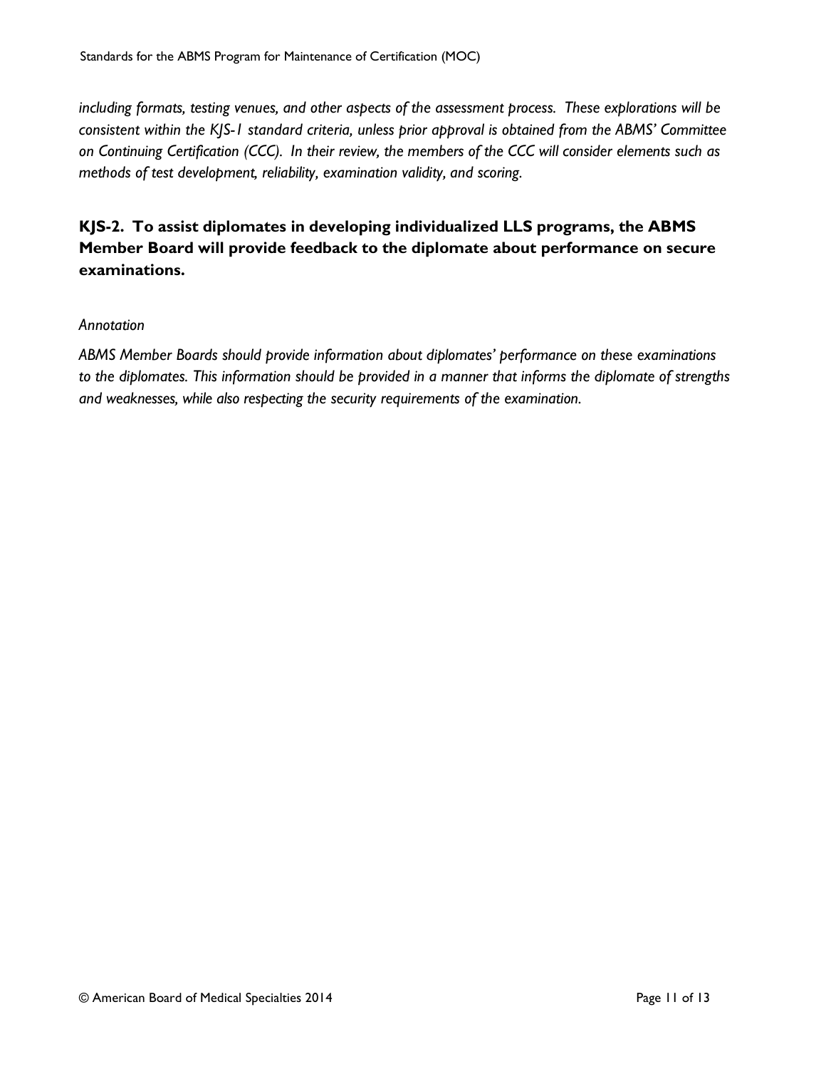*including formats, testing venues, and other aspects of the assessment process. These explorations will be consistent within the KJS-1 standard criteria, unless prior approval is obtained from the ABMS' Committee on Continuing Certification (CCC). In their review, the members of the CCC will consider elements such as methods of test development, reliability, examination validity, and scoring.*

### KJS-2. To assist diplomates in developing individualized LLS programs, the ABMS Member Board will provide feedback to the diplomate about performance on secure examinations.

*Annotation*

*ABMS Member Boards should provide information about diplomates' performance on these examinations to the diplomates. This information should be provided in a manner that informs the diplomate of strengths and weaknesses, while also respecting the security requirements of the examination.*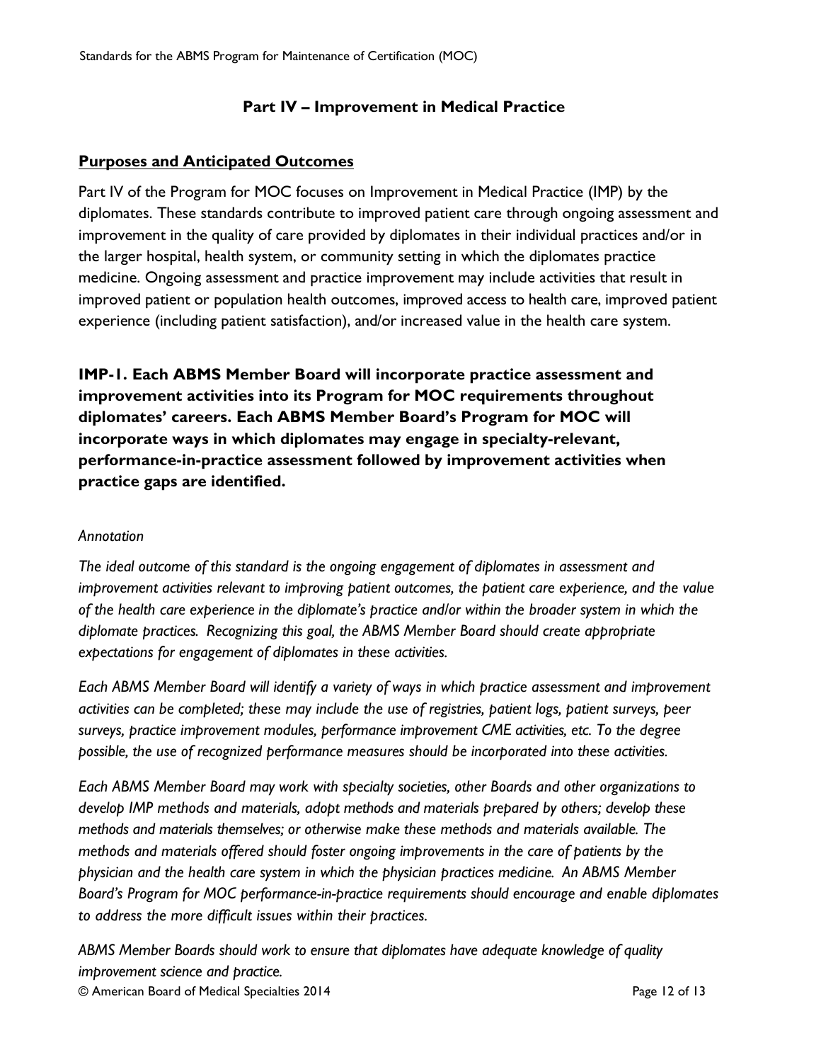## Part IV – Improvement in Medical Practice

### Purposes and Anticipated Outcomes

Part IV of the Program for MOC focuses on Improvement in Medical Practice (IMP) by the diplomates. These standards contribute to improved patient care through ongoing assessment and improvement in the quality of care provided by diplomates in their individual practices and/or in the larger hospital, health system, or community setting in which the diplomates practice medicine. Ongoing assessment and practice improvement may include activities that result in improved patient or population health outcomes, improved access to health care, improved patient experience (including patient satisfaction), and/or increased value in the health care system.

**IMP-1. Each ABMS Member Board will incorporate practice assessment and improvement activities into its Program for MOC requirements throughout diplomates' careers. Each ABMS Member Board's Program for MOC will incorporate ways in which diplomates may engage in specialty-relevant, performance-in-practice assessment followed by improvement activities when practice gaps are identified.**

*Annotation*

*The ideal outcome of this standard is the ongoing engagement of diplomates in assessment and improvement activities relevant to improving patient outcomes, the patient care experience, and the value of the health care experience in the diplomate's practice and/or within the broader system in which the diplomate practices. Recognizing this goal, the ABMS Member Board should create appropriate expectations for engagement of diplomates in these activities.*

*Each ABMS Member Board will identify a variety of ways in which practice assessment and improvement activities can be completed; these may include the use of registries, patient logs, patient surveys, peer surveys, practice improvement modules, performance improvement CME activities, etc. To the degree possible, the use of recognized performance measures should be incorporated into these activities.*

*Each ABMS Member Board may work with specialty societies, other Boards and other organizations to develop IMP methods and materials, adopt methods and materials prepared by others; develop these methods and materials themselves; or otherwise make these methods and materials available. The methods and materials offered should foster ongoing improvements in the care of patients by the physician and the health care system in which the physician practices medicine. An ABMS Member Board's Program for MOC performance-in-practice requirements should encourage and enable diplomates to address the more difficult issues within their practices.*

*ABMS Member Boards should work to ensure that diplomates have adequate knowledge of quality improvement science and practice.*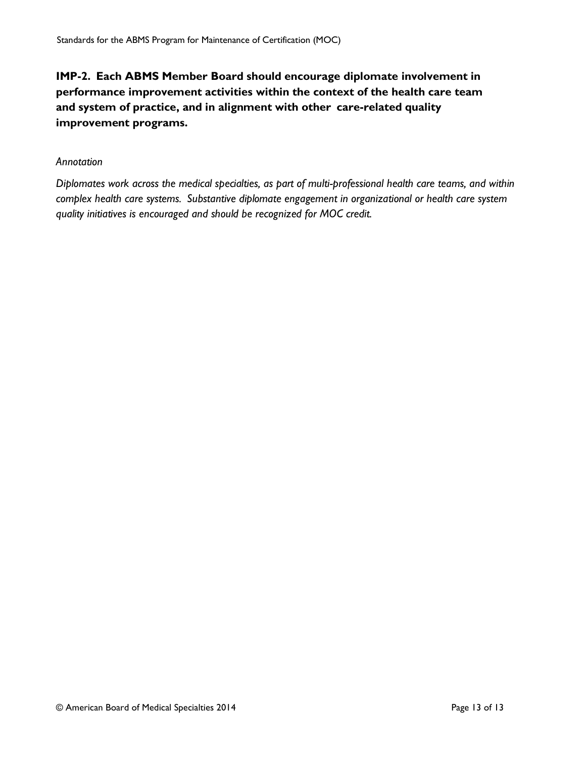**IMP-2. Each ABMS Member Board should encourage diplomate involvement in performance improvement activities within the context of the health care team and system of practice, and in alignment with other care-related quality improvement programs.**

*Annotation*

*Diplomates work across the medical specialties, as part of multi-professional health care teams, and within complex health care systems. Substantive diplomate engagement in organizational or health care system quality initiatives is encouraged and should be recognized for MOC credit.*